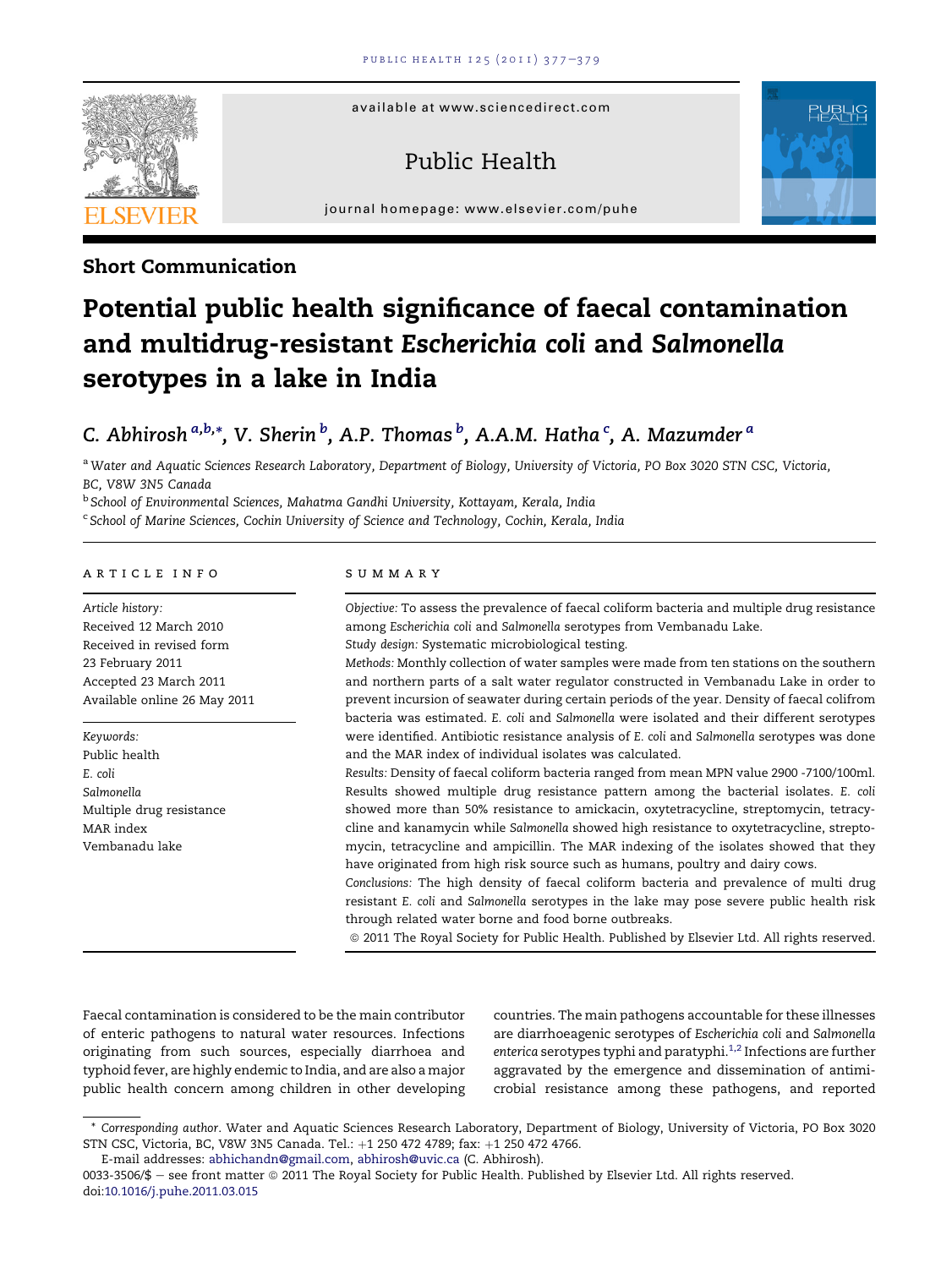**Short Communication**

# Potential public health significance of faecal contamination and multidrug-resistant *Escherichia coli* and *Salmonella* serotypes in a lake in India

C. Abhirosh[a,b,*], V. Sherin[b], A.P. Thomas[b], A.A.M. Hatha[c], A. Mazumder[a]

[a] Water and Aquatic Sciences Research Laboratory, Department of Biology, University of Victoria, PO Box 3020 STN CSC, Victoria, BC, V8W 3N5 Canada

[b] School of Environmental Sciences, Mahatma Gandhi University, Kottayam, Kerala, India

[c] School of Marine Sciences, Cochin University of Science and Technology, Cochin, Kerala, India

## ARTICLE INFO

*Article history:*
Received 12 March 2010
Received in revised form 23 February 2011
Accepted 23 March 2011
Available online 26 May 2011

*Keywords:*
Public health
*E. coli*
*Salmonella*
Multiple drug resistance
MAR index
Vembanadu lake

## SUMMARY

*Objective:* To assess the prevalence of faecal coliform bacteria and multiple drug resistance among *Escherichia coli* and *Salmonella* serotypes from Vembanadu Lake.

*Study design:* Systematic microbiological testing.

*Methods:* Monthly collection of water samples were made from ten stations on the southern and northern parts of a salt water regulator constructed in Vembanadu Lake in order to prevent incursion of seawater during certain periods of the year. Density of faecal colifrom bacteria was estimated. *E. coli* and *Salmonella* were isolated and their different serotypes were identified. Antibiotic resistance analysis of *E. coli* and *Salmonella* serotypes was done and the MAR index of individual isolates was calculated.

*Results:* Density of faecal coliform bacteria ranged from mean MPN value 2900 -7100/100ml. Results showed multiple drug resistance pattern among the bacterial isolates. *E. coli* showed more than 50% resistance to amickacin, oxytetracycline, streptomycin, tetracycline and kanamycin while *Salmonella* showed high resistance to oxytetracycline, streptomycin, tetracycline and ampicillin. The MAR indexing of the isolates showed that they have originated from high risk source such as humans, poultry and dairy cows.

*Conclusions:* The high density of faecal coliform bacteria and prevalence of multi drug resistant *E. coli* and *Salmonella* serotypes in the lake may pose severe public health risk through related water borne and food borne outbreaks.

© 2011 The Royal Society for Public Health. Published by Elsevier Ltd. All rights reserved.

Faecal contamination is considered to be the main contributor of enteric pathogens to natural water resources. Infections originating from such sources, especially diarrhoea and typhoid fever, are highly endemic to India, and are also a major public health concern among children in other developing countries. The main pathogens accountable for these illnesses are diarrhoeagenic serotypes of *Escherichia coli* and *Salmonella enterica* serotypes typhi and paratyphi.[1,2] Infections are further aggravated by the emergence and dissemination of antimicrobial resistance among these pathogens, and reported

\* Corresponding author. Water and Aquatic Sciences Research Laboratory, Department of Biology, University of Victoria, PO Box 3020 STN CSC, Victoria, BC, V8W 3N5 Canada. Tel.: +1 250 472 4789; fax: +1 250 472 4766.

E-mail addresses: abhichandn@gmail.com, abhirosh@uvic.ca (C. Abhirosh).

0033-3506/$ – see front matter © 2011 The Royal Society for Public Health. Published by Elsevier Ltd. All rights reserved.
doi:10.1016/j.puhe.2011.03.015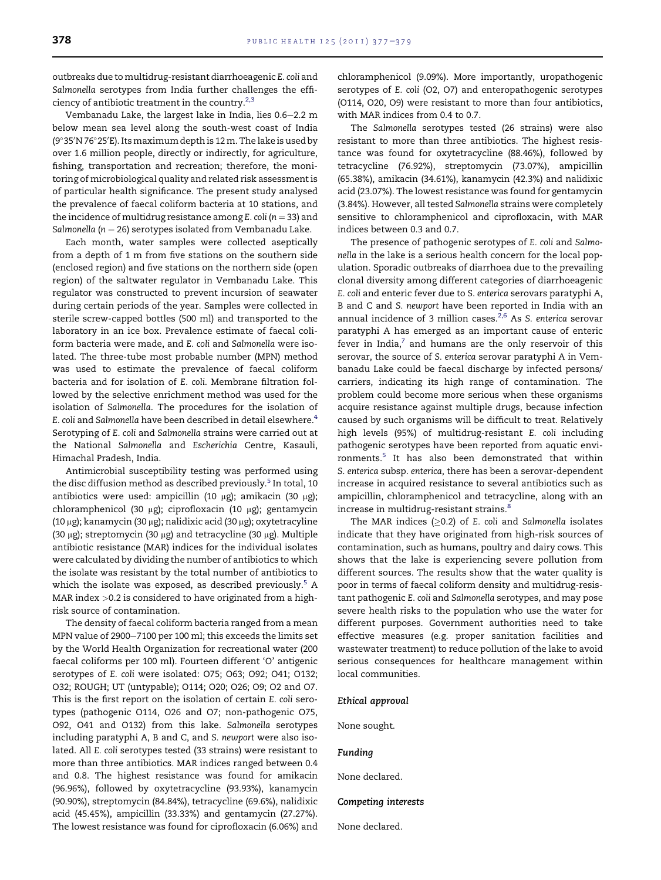outbreaks due to multidrug-resistant diarrhoeagenic *E. coli* and *Salmonella* serotypes from India further challenges the efficiency of antibiotic treatment in the country.[2,3]

Vembanadu Lake, the largest lake in India, lies 0.6–2.2 m below mean sea level along the south-west coast of India (9°35′N 76°25′E). Its maximum depth is 12 m. The lake is used by over 1.6 million people, directly or indirectly, for agriculture, fishing, transportation and recreation; therefore, the monitoring of microbiological quality and related risk assessment is of particular health significance. The present study analysed the prevalence of faecal coliform bacteria at 10 stations, and the incidence of multidrug resistance among *E. coli* ($n = 33$) and *Salmonella* ($n = 26$) serotypes isolated from Vembanadu Lake.

Each month, water samples were collected aseptically from a depth of 1 m from five stations on the southern side (enclosed region) and five stations on the northern side (open region) of the saltwater regulator in Vembanadu Lake. This regulator was constructed to prevent incursion of seawater during certain periods of the year. Samples were collected in sterile screw-capped bottles (500 ml) and transported to the laboratory in an ice box. Prevalence estimate of faecal coliform bacteria were made, and *E. coli* and *Salmonella* were isolated. The three-tube most probable number (MPN) method was used to estimate the prevalence of faecal coliform bacteria and for isolation of *E. coli*. Membrane filtration followed by the selective enrichment method was used for the isolation of *Salmonella*. The procedures for the isolation of *E. coli* and *Salmonella* have been described in detail elsewhere.[4] Serotyping of *E. coli* and *Salmonella* strains were carried out at the National *Salmonella* and *Escherichia* Centre, Kasauli, Himachal Pradesh, India.

Antimicrobial susceptibility testing was performed using the disc diffusion method as described previously.[5] In total, 10 antibiotics were used: ampicillin (10 μg); amikacin (30 μg); chloramphenicol (30 μg); ciprofloxacin (10 μg); gentamycin (10 μg); kanamycin (30 μg); nalidixic acid (30 μg); oxytetracyline (30 μg); streptomycin (30 μg) and tetracycline (30 μg). Multiple antibiotic resistance (MAR) indices for the individual isolates were calculated by dividing the number of antibiotics to which the isolate was resistant by the total number of antibiotics to which the isolate was exposed, as described previously.[5] A MAR index >0.2 is considered to have originated from a high-risk source of contamination.

The density of faecal coliform bacteria ranged from a mean MPN value of 2900–7100 per 100 ml; this exceeds the limits set by the World Health Organization for recreational water (200 faecal coliforms per 100 ml). Fourteen different 'O' antigenic serotypes of *E. coli* were isolated: O75; O63; O92; O41; O132; O32; ROUGH; UT (untypable); O114; O20; O26; O9; O2 and O7. This is the first report on the isolation of certain *E. coli* serotypes (pathogenic O114, O26 and O7; non-pathogenic O75, O92, O41 and O132) from this lake. *Salmonella* serotypes including paratyphi A, B and C, and *S. newport* were also isolated. All *E. coli* serotypes tested (33 strains) were resistant to more than three antibiotics. MAR indices ranged between 0.4 and 0.8. The highest resistance was found for amikacin (96.96%), followed by oxytetracycline (93.93%), kanamycin (90.90%), streptomycin (84.84%), tetracycline (69.6%), nalidixic acid (45.45%), ampicillin (33.33%) and gentamycin (27.27%). The lowest resistance was found for ciprofloxacin (6.06%) and chloramphenicol (9.09%). More importantly, uropathogenic serotypes of *E. coli* (O2, O7) and enteropathogenic serotypes (O114, O20, O9) were resistant to more than four antibiotics, with MAR indices from 0.4 to 0.7.

The *Salmonella* serotypes tested (26 strains) were also resistant to more than three antibiotics. The highest resistance was found for oxytetracycline (88.46%), followed by tetracycline (76.92%), streptomycin (73.07%), ampicillin (65.38%), amikacin (34.61%), kanamycin (42.3%) and nalidixic acid (23.07%). The lowest resistance was found for gentamycin (3.84%). However, all tested *Salmonella* strains were completely sensitive to chloramphenicol and ciprofloxacin, with MAR indices between 0.3 and 0.7.

The presence of pathogenic serotypes of *E. coli* and *Salmonella* in the lake is a serious health concern for the local population. Sporadic outbreaks of diarrhoea due to the prevailing clonal diversity among different categories of diarrhoeagenic *E. coli* and enteric fever due to *S. enterica* serovars paratyphi A, B and C and *S. newport* have been reported in India with an annual incidence of 3 million cases.[2,6] As *S. enterica* serovar paratyphi A has emerged as an important cause of enteric fever in India,[7] and humans are the only reservoir of this serovar, the source of *S. enterica* serovar paratyphi A in Vembanadu Lake could be faecal discharge by infected persons/carriers, indicating its high range of contamination. The problem could become more serious when these organisms acquire resistance against multiple drugs, because infection caused by such organisms will be difficult to treat. Relatively high levels (95%) of multidrug-resistant *E. coli* including pathogenic serotypes have been reported from aquatic environments.[5] It has also been demonstrated that within *S. enterica* subsp. *enterica*, there has been a serovar-dependent increase in acquired resistance to several antibiotics such as ampicillin, chloramphenicol and tetracycline, along with an increase in multidrug-resistant strains.[8]

The MAR indices (≥0.2) of *E. coli* and *Salmonella* isolates indicate that they have originated from high-risk sources of contamination, such as humans, poultry and dairy cows. This shows that the lake is experiencing severe pollution from different sources. The results show that the water quality is poor in terms of faecal coliform density and multidrug-resistant pathogenic *E. coli* and *Salmonella* serotypes, and may pose severe health risks to the population who use the water for different purposes. Government authorities need to take effective measures (e.g. proper sanitation facilities and wastewater treatment) to reduce pollution of the lake to avoid serious consequences for healthcare management within local communities.

#### *Ethical approval*

None sought.

#### *Funding*

None declared.

#### *Competing interests*

None declared.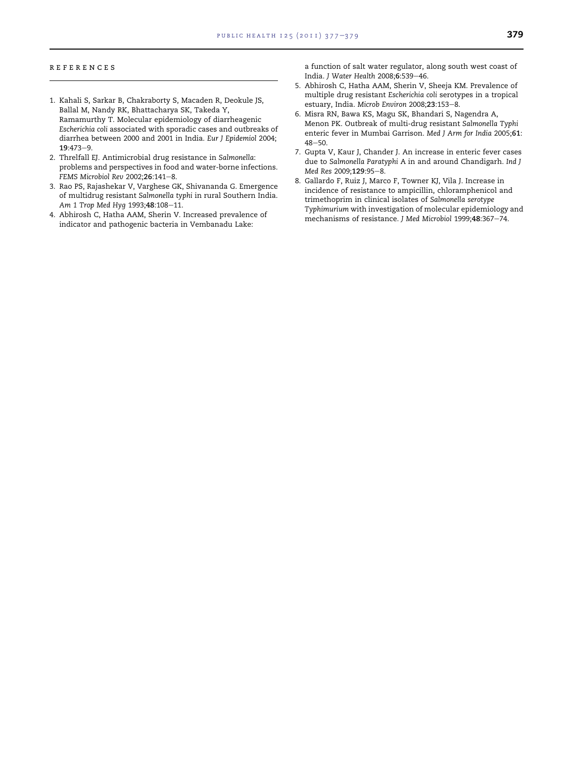## REFERENCES

1. Kahali S, Sarkar B, Chakraborty S, Macaden R, Deokule JS, Ballal M, Nandy RK, Bhattacharya SK, Takeda Y, Ramamurthy T. Molecular epidemiology of diarrheagenic *Escherichia coli* associated with sporadic cases and outbreaks of diarrhea between 2000 and 2001 in India. *Eur J Epidemiol* 2004; **19**:473–9.
2. Threlfall EJ. Antimicrobial drug resistance in *Salmonella*: problems and perspectives in food and water-borne infections. *FEMS Microbiol Rev* 2002;**26**:141–8.
3. Rao PS, Rajashekar V, Varghese GK, Shivananda G. Emergence of multidrug resistant *Salmonella typhi* in rural Southern India. *Am 1 Trop Med Hyg* 1993;**48**:108–11.
4. Abhirosh C, Hatha AAM, Sherin V. Increased prevalence of indicator and pathogenic bacteria in Vembanadu Lake: a function of salt water regulator, along south west coast of India. *J Water Health* 2008;**6**:539–46.
5. Abhirosh C, Hatha AAM, Sherin V, Sheeja KM. Prevalence of multiple drug resistant *Escherichia coli* serotypes in a tropical estuary, India. *Microb Environ* 2008;**23**:153–8.
6. Misra RN, Bawa KS, Magu SK, Bhandari S, Nagendra A, Menon PK. Outbreak of multi-drug resistant *Salmonella Typhi* enteric fever in Mumbai Garrison. *Med J Arm for India* 2005;**61**: 48–50.
7. Gupta V, Kaur J, Chander J. An increase in enteric fever cases due to *Salmonella Paratyphi* A in and around Chandigarh. *Ind J Med Res* 2009;**129**:95–8.
8. Gallardo F, Ruiz J, Marco F, Towner KJ, Vila J. Increase in incidence of resistance to ampicillin, chloramphenicol and trimethoprim in clinical isolates of *Salmonella serotype Typhimurium* with investigation of molecular epidemiology and mechanisms of resistance. *J Med Microbiol* 1999;**48**:367–74.